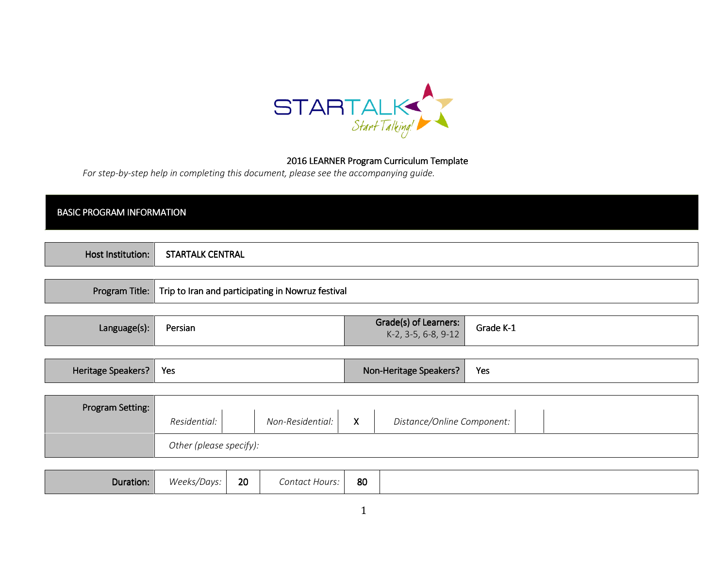STARTALK
*Start Talking!*

2016 LEARNER Program Curriculum Template

*For step-by-step help in completing this document, please see the accompanying guide.*

## BASIC PROGRAM INFORMATION

| | |
|---|---|
| **Host Institution:** | STARTALK CENTRAL |

| | |
|---|---|
| **Program Title:** | Trip to Iran and participating in Nowruz festival |

| | | | |
|---|---|---|---|
| **Language(s):** | Persian | **Grade(s) of Learners:** K-2, 3-5, 6-8, 9-12 | Grade K-1 |

| | | | |
|---|---|---|---|
| **Heritage Speakers?** | Yes | **Non-Heritage Speakers?** | Yes |

| | | | | | | |
|---|---|---|---|---|---|---|
| **Program Setting:** | *Residential:* | | *Non-Residential:* | X | *Distance/Online Component:* | |
| | *Other (please specify):* | | | | | |

| | | | | |
|---|---|---|---|---|
| **Duration:** | *Weeks/Days:* | 20 | *Contact Hours:* | 80 |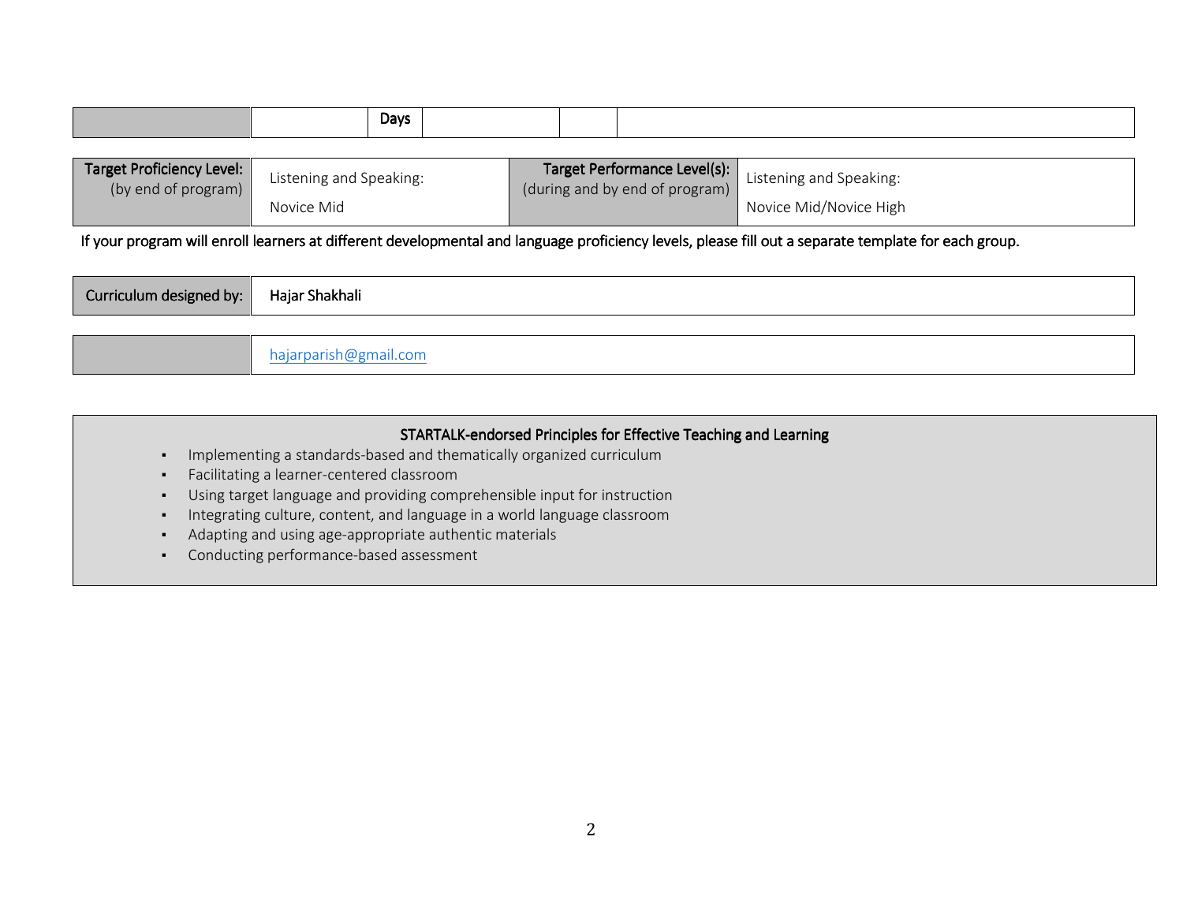| | | Days | | | |
|---|---|---|---|---|---|

| Target Proficiency Level: (by end of program) | Listening and Speaking: Novice Mid | Target Performance Level(s): (during and by end of program) | Listening and Speaking: Novice Mid/Novice High |
|---|---|---|---|

If your program will enroll learners at different developmental and language proficiency levels, please fill out a separate template for each group.

| Curriculum designed by: | Hajar Shakhali |
|---|---|
| | hajarparish@gmail.com |

**STARTALK-endorsed Principles for Effective Teaching and Learning**

- Implementing a standards-based and thematically organized curriculum
- Facilitating a learner-centered classroom
- Using target language and providing comprehensible input for instruction
- Integrating culture, content, and language in a world language classroom
- Adapting and using age-appropriate authentic materials
- Conducting performance-based assessment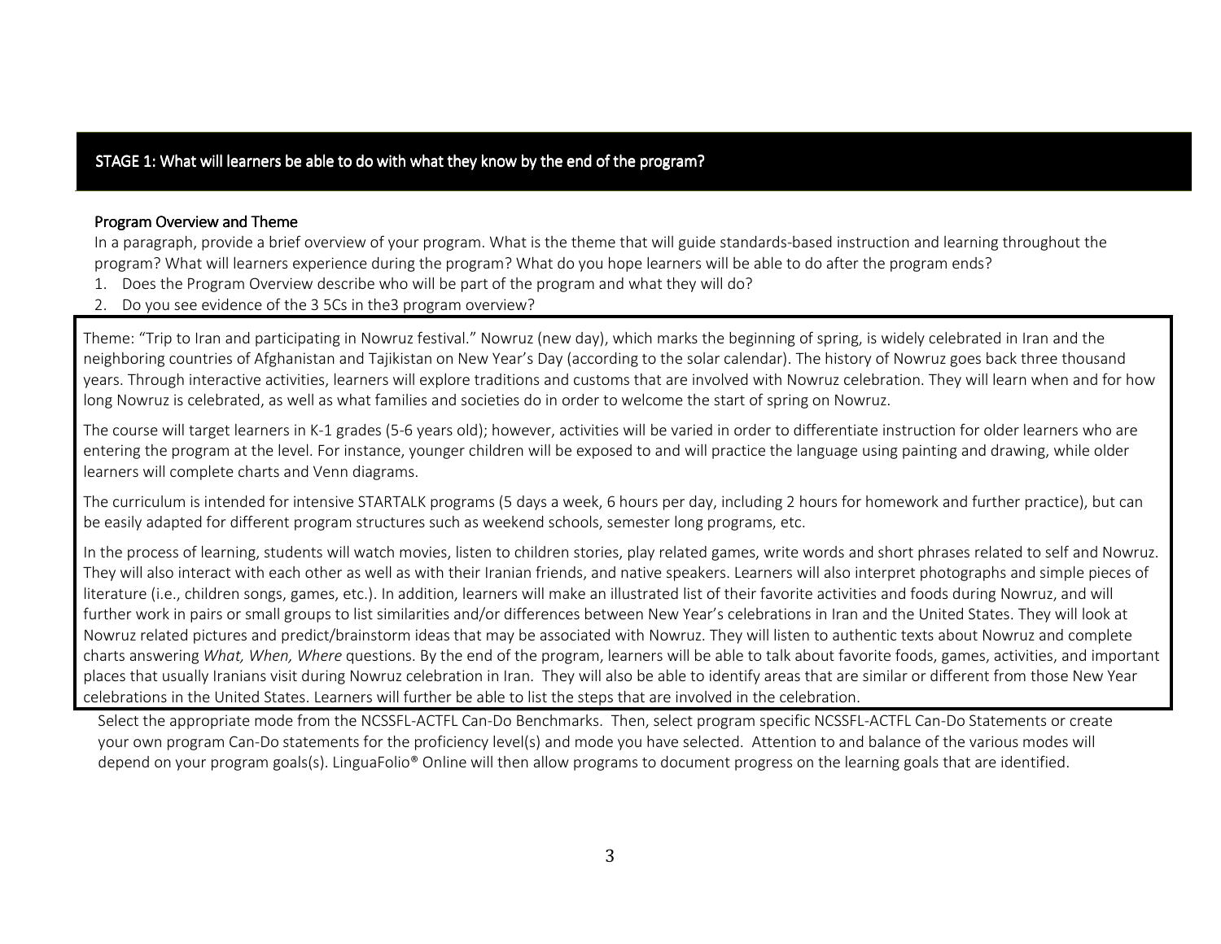## STAGE 1: What will learners be able to do with what they know by the end of the program?

### Program Overview and Theme

In a paragraph, provide a brief overview of your program. What is the theme that will guide standards-based instruction and learning throughout the program? What will learners experience during the program? What do you hope learners will be able to do after the program ends?

1. Does the Program Overview describe who will be part of the program and what they will do?
2. Do you see evidence of the 3 5Cs in the3 program overview?

Theme: "Trip to Iran and participating in Nowruz festival." Nowruz (new day), which marks the beginning of spring, is widely celebrated in Iran and the neighboring countries of Afghanistan and Tajikistan on New Year's Day (according to the solar calendar). The history of Nowruz goes back three thousand years. Through interactive activities, learners will explore traditions and customs that are involved with Nowruz celebration. They will learn when and for how long Nowruz is celebrated, as well as what families and societies do in order to welcome the start of spring on Nowruz.

The course will target learners in K-1 grades (5-6 years old); however, activities will be varied in order to differentiate instruction for older learners who are entering the program at the level. For instance, younger children will be exposed to and will practice the language using painting and drawing, while older learners will complete charts and Venn diagrams.

The curriculum is intended for intensive STARTALK programs (5 days a week, 6 hours per day, including 2 hours for homework and further practice), but can be easily adapted for different program structures such as weekend schools, semester long programs, etc.

In the process of learning, students will watch movies, listen to children stories, play related games, write words and short phrases related to self and Nowruz. They will also interact with each other as well as with their Iranian friends, and native speakers. Learners will also interpret photographs and simple pieces of literature (i.e., children songs, games, etc.). In addition, learners will make an illustrated list of their favorite activities and foods during Nowruz, and will further work in pairs or small groups to list similarities and/or differences between New Year's celebrations in Iran and the United States. They will look at Nowruz related pictures and predict/brainstorm ideas that may be associated with Nowruz. They will listen to authentic texts about Nowruz and complete charts answering *What, When, Where* questions. By the end of the program, learners will be able to talk about favorite foods, games, activities, and important places that usually Iranians visit during Nowruz celebration in Iran. They will also be able to identify areas that are similar or different from those New Year celebrations in the United States. Learners will further be able to list the steps that are involved in the celebration.

Select the appropriate mode from the NCSSFL-ACTFL Can-Do Benchmarks. Then, select program specific NCSSFL-ACTFL Can-Do Statements or create your own program Can-Do statements for the proficiency level(s) and mode you have selected. Attention to and balance of the various modes will depend on your program goals(s). LinguaFolio® Online will then allow programs to document progress on the learning goals that are identified.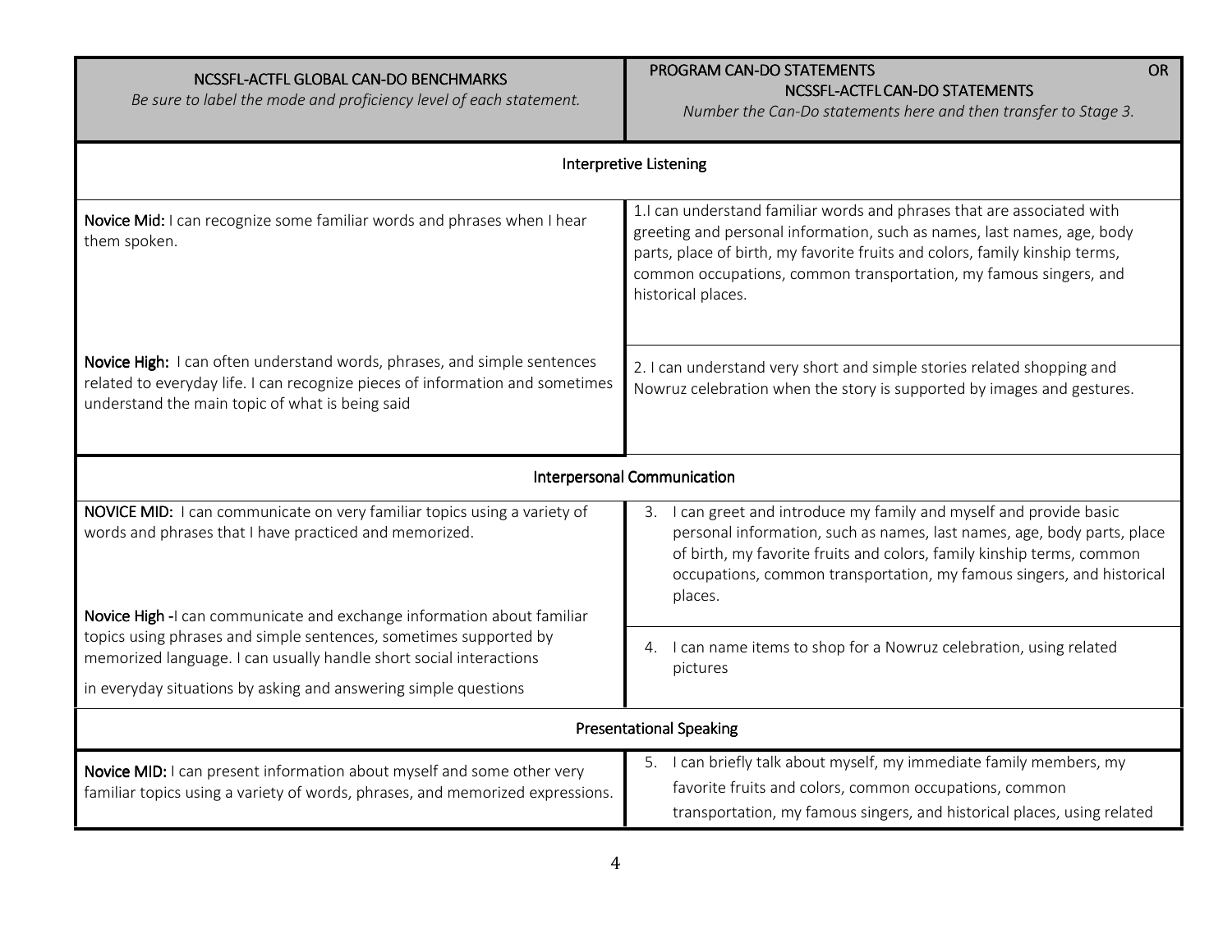| NCSSFL-ACTFL GLOBAL CAN-DO BENCHMARKS<br>*Be sure to label the mode and proficiency level of each statement.* | PROGRAM CAN-DO STATEMENTS OR<br>NCSSFL-ACTFL CAN-DO STATEMENTS<br>*Number the Can-Do statements here and then transfer to Stage 3.* |
|---|---|
| **Interpretive Listening** | |
| **Novice Mid:** I can recognize some familiar words and phrases when I hear them spoken. | 1.I can understand familiar words and phrases that are associated with greeting and personal information, such as names, last names, age, body parts, place of birth, my favorite fruits and colors, family kinship terms, common occupations, common transportation, my famous singers, and historical places. |
| **Novice High:** I can often understand words, phrases, and simple sentences related to everyday life. I can recognize pieces of information and sometimes understand the main topic of what is being said | 2. I can understand very short and simple stories related shopping and Nowruz celebration when the story is supported by images and gestures. |
| **Interpersonal Communication** | |
| **NOVICE MID:** I can communicate on very familiar topics using a variety of words and phrases that I have practiced and memorized. | 3. I can greet and introduce my family and myself and provide basic personal information, such as names, last names, age, body parts, place of birth, my favorite fruits and colors, family kinship terms, common occupations, common transportation, my famous singers, and historical places. |
| **Novice High** -I can communicate and exchange information about familiar topics using phrases and simple sentences, sometimes supported by memorized language. I can usually handle short social interactions in everyday situations by asking and answering simple questions | 4. I can name items to shop for a Nowruz celebration, using related pictures |
| **Presentational Speaking** | |
| **Novice MID:** I can present information about myself and some other very familiar topics using a variety of words, phrases, and memorized expressions. | 5. I can briefly talk about myself, my immediate family members, my favorite fruits and colors, common occupations, common transportation, my famous singers, and historical places, using related |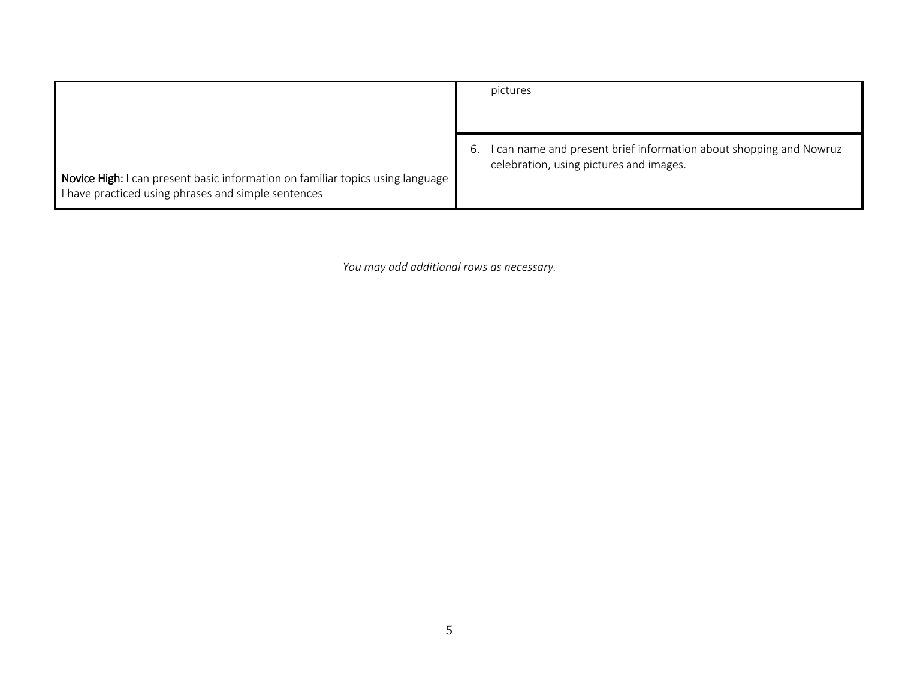| | |
|---|---|
| | pictures |
| **Novice High: I** can present basic information on familiar topics using language I have practiced using phrases and simple sentences | 6. I can name and present brief information about shopping and Nowruz celebration, using pictures and images. |

*You may add additional rows as necessary.*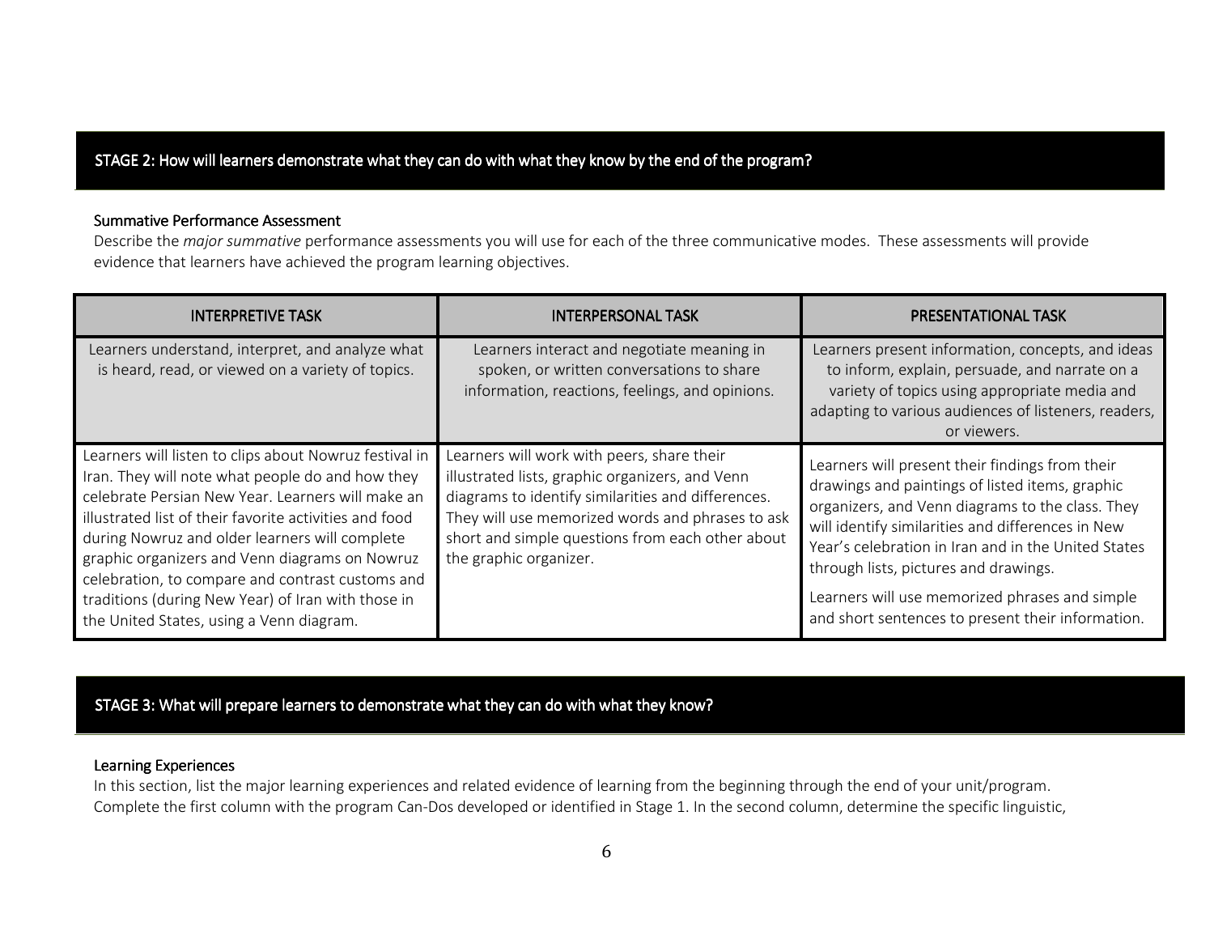## STAGE 2: How will learners demonstrate what they can do with what they know by the end of the program?

### Summative Performance Assessment

Describe the *major summative* performance assessments you will use for each of the three communicative modes. These assessments will provide evidence that learners have achieved the program learning objectives.

| INTERPRETIVE TASK | INTERPERSONAL TASK | PRESENTATIONAL TASK |
|---|---|---|
| Learners understand, interpret, and analyze what is heard, read, or viewed on a variety of topics. | Learners interact and negotiate meaning in spoken, or written conversations to share information, reactions, feelings, and opinions. | Learners present information, concepts, and ideas to inform, explain, persuade, and narrate on a variety of topics using appropriate media and adapting to various audiences of listeners, readers, or viewers. |
| Learners will listen to clips about Nowruz festival in Iran. They will note what people do and how they celebrate Persian New Year. Learners will make an illustrated list of their favorite activities and food during Nowruz and older learners will complete graphic organizers and Venn diagrams on Nowruz celebration, to compare and contrast customs and traditions (during New Year) of Iran with those in the United States, using a Venn diagram. | Learners will work with peers, share their illustrated lists, graphic organizers, and Venn diagrams to identify similarities and differences. They will use memorized words and phrases to ask short and simple questions from each other about the graphic organizer. | Learners will present their findings from their drawings and paintings of listed items, graphic organizers, and Venn diagrams to the class. They will identify similarities and differences in New Year's celebration in Iran and in the United States through lists, pictures and drawings.<br><br>Learners will use memorized phrases and simple and short sentences to present their information. |

## STAGE 3: What will prepare learners to demonstrate what they can do with what they know?

### Learning Experiences

In this section, list the major learning experiences and related evidence of learning from the beginning through the end of your unit/program. Complete the first column with the program Can-Dos developed or identified in Stage 1. In the second column, determine the specific linguistic,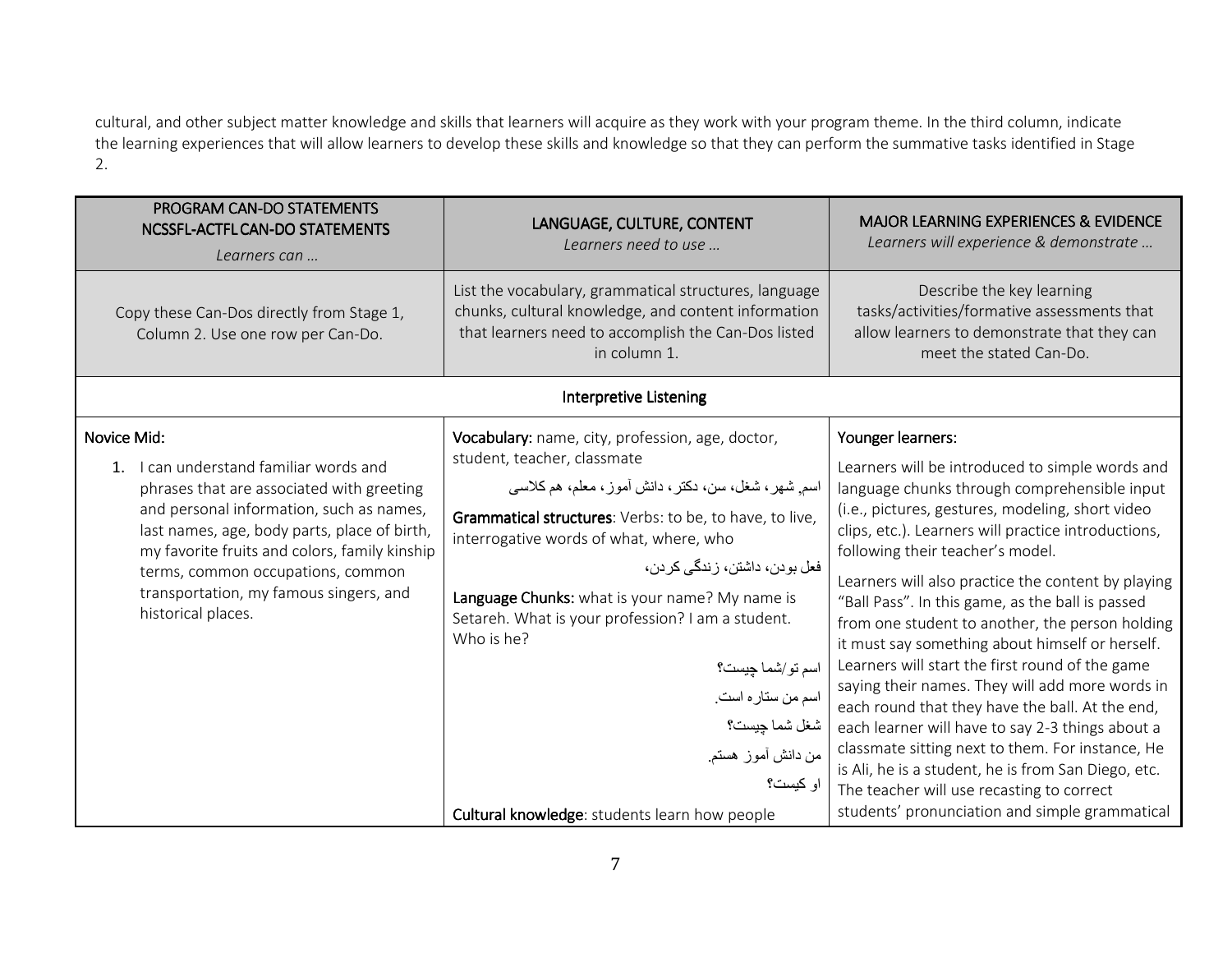cultural, and other subject matter knowledge and skills that learners will acquire as they work with your program theme. In the third column, indicate the learning experiences that will allow learners to develop these skills and knowledge so that they can perform the summative tasks identified in Stage 2.

| PROGRAM CAN-DO STATEMENTS NCSSFL-ACTFL CAN-DO STATEMENTS *Learners can …* | LANGUAGE, CULTURE, CONTENT *Learners need to use …* | MAJOR LEARNING EXPERIENCES & EVIDENCE *Learners will experience & demonstrate …* |
|---|---|---|
| Copy these Can-Dos directly from Stage 1, Column 2. Use one row per Can-Do. | List the vocabulary, grammatical structures, language chunks, cultural knowledge, and content information that learners need to accomplish the Can-Dos listed in column 1. | Describe the key learning tasks/activities/formative assessments that allow learners to demonstrate that they can meet the stated Can-Do. |
| **Interpretive Listening** | | |
| Novice Mid:<br>1. I can understand familiar words and phrases that are associated with greeting and personal information, such as names, last names, age, body parts, place of birth, my favorite fruits and colors, family kinship terms, common occupations, common transportation, my famous singers, and historical places. | **Vocabulary:** name, city, profession, age, doctor, student, teacher, classmate<br>اسم, شهر، شغل، سن، دکتر، دانش آموز، معلم، هم کلاسی<br>**Grammatical structures**: Verbs: to be, to have, to live, interrogative words of what, where, who<br>فعل بودن، داشتن، زندگی کردن،<br>**Language Chunks:** what is your name? My name is Setareh. What is your profession? I am a student. Who is he?<br>اسم تو/شما چیست؟<br>اسم من ستاره است.<br>شغل شما چیست؟<br>من دانش آموز هستم.<br>او کیست؟<br>**Cultural knowledge**: students learn how people | Younger learners:<br>Learners will be introduced to simple words and language chunks through comprehensible input (i.e., pictures, gestures, modeling, short video clips, etc.). Learners will practice introductions, following their teacher's model.<br>Learners will also practice the content by playing "Ball Pass". In this game, as the ball is passed from one student to another, the person holding it must say something about himself or herself. Learners will start the first round of the game saying their names. They will add more words in each round that they have the ball. At the end, each learner will have to say 2-3 things about a classmate sitting next to them. For instance, He is Ali, he is a student, he is from San Diego, etc. The teacher will use recasting to correct students' pronunciation and simple grammatical |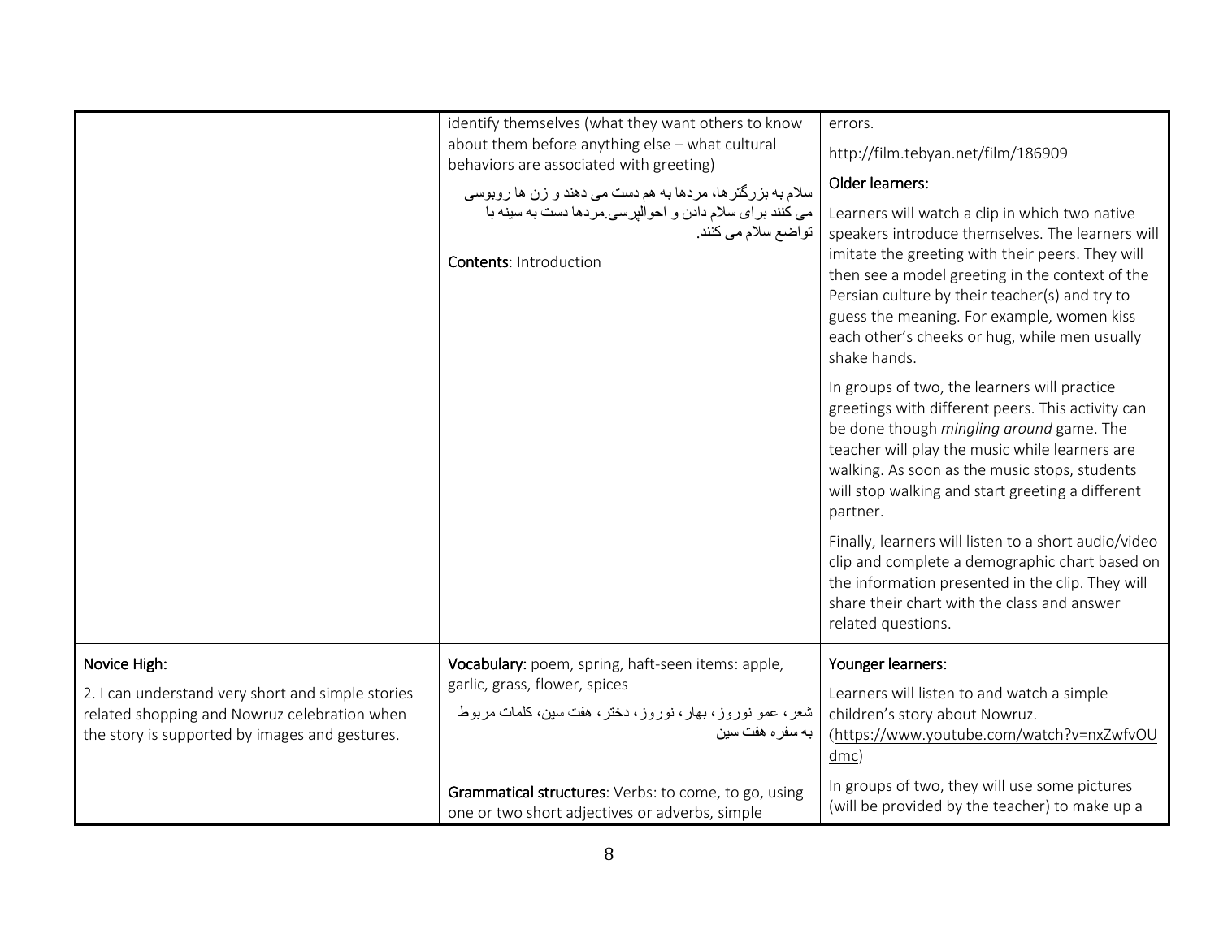| | | |
|---|---|---|
| | identify themselves (what they want others to know about them before anything else – what cultural behaviors are associated with greeting)<br><br>سلام به بزرگترها، مردها به هم دست می دهند و زن ها روبوسی می کنند برای سلام دادن و احوالپرسی.مردها دست به سینه با تواضع سلام می کنند.<br><br>**Contents**: Introduction | errors.<br><br>http://film.tebyan.net/film/186909<br><br>Older learners:<br><br>Learners will watch a clip in which two native speakers introduce themselves. The learners will imitate the greeting with their peers. They will then see a model greeting in the context of the Persian culture by their teacher(s) and try to guess the meaning. For example, women kiss each other's cheeks or hug, while men usually shake hands.<br><br>In groups of two, the learners will practice greetings with different peers. This activity can be done though *mingling around* game. The teacher will play the music while learners are walking. As soon as the music stops, students will stop walking and start greeting a different partner.<br><br>Finally, learners will listen to a short audio/video clip and complete a demographic chart based on the information presented in the clip. They will share their chart with the class and answer related questions. |
| Novice High:<br><br>2. I can understand very short and simple stories related shopping and Nowruz celebration when the story is supported by images and gestures. | **Vocabulary:** poem, spring, haft-seen items: apple, garlic, grass, flower, spices<br><br>شعر، عمو نوروز، بهار، نوروز، دختر، هفت سین، کلمات مربوط به سفره هفت سین<br><br>**Grammatical structures**: Verbs: to come, to go, using one or two short adjectives or adverbs, simple | Younger learners:<br><br>Learners will listen to and watch a simple children's story about Nowruz. (https://www.youtube.com/watch?v=nxZwfvOUdmc)<br><br>In groups of two, they will use some pictures (will be provided by the teacher) to make up a |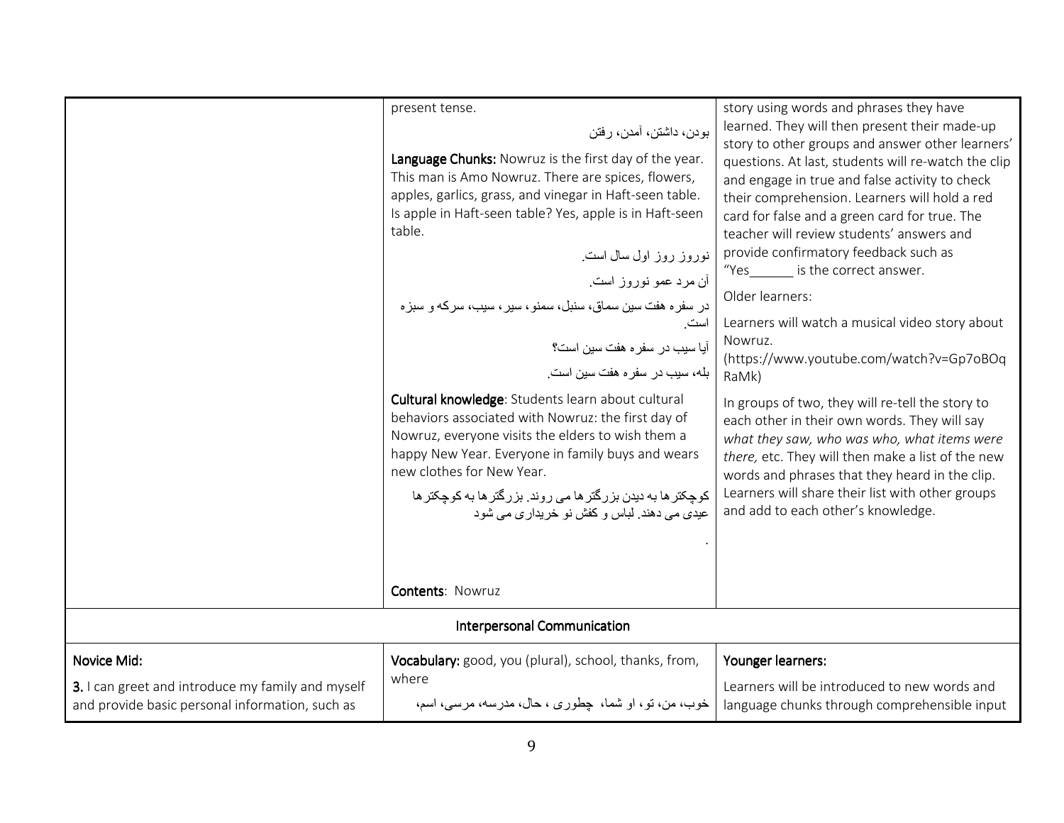| | | |
|---|---|---|
| | present tense.<br><br>بودن، داشتن، آمدن، رفتن<br><br>**Language Chunks:** Nowruz is the first day of the year. This man is Amo Nowruz. There are spices, flowers, apples, garlics, grass, and vinegar in Haft-seen table. Is apple in Haft-seen table? Yes, apple is in Haft-seen table.<br><br>نوروز روز اول سال است.<br><br>آن مرد عمو نوروز است.<br><br>در سفره هفت سین سماق، سنبل، سمنو، سیر، سیب، سرکه و سبزه است.<br><br>آیا سیب در سفره هفت سین است؟<br><br>بله، سیب در سفره هفت سین است.<br><br>**Cultural knowledge**: Students learn about cultural behaviors associated with Nowruz: the first day of Nowruz, everyone visits the elders to wish them a happy New Year. Everyone in family buys and wears new clothes for New Year.<br><br>کوچکترها به دیدن بزرگترها می روند. بزرگترها به کوچکترها عیدی می دهند. لباس و کفش نو خریداری می شود<br><br>.<br><br>**Contents**: Nowruz | story using words and phrases they have learned. They will then present their made-up story to other groups and answer other learners' questions. At last, students will re-watch the clip and engage in true and false activity to check their comprehension. Learners will hold a red card for false and a green card for true. The teacher will review students' answers and provide confirmatory feedback such as "Yes______ is the correct answer.<br><br>Older learners:<br><br>Learners will watch a musical video story about Nowruz. (https://www.youtube.com/watch?v=Gp7oBOqRaMk)<br><br>In groups of two, they will re-tell the story to each other in their own words. They will say *what they saw, who was who, what items were there,* etc. They will then make a list of the new words and phrases that they heard in the clip. Learners will share their list with other groups and add to each other's knowledge. |
| Interpersonal Communication | | |
| **Novice Mid:**<br><br>**3.** I can greet and introduce my family and myself and provide basic personal information, such as | **Vocabulary:** good, you (plural), school, thanks, from, where<br><br>خوب، من، تو، او شما، چطوری ، حال، مدرسه، مرسی، اسم، | **Younger learners:**<br><br>Learners will be introduced to new words and language chunks through comprehensible input |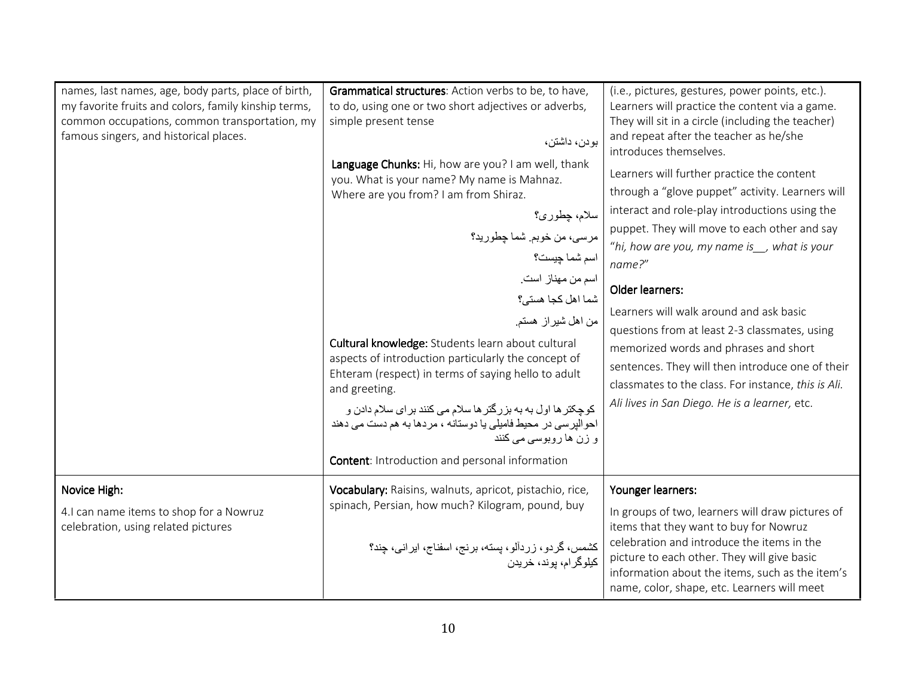| | | |
|---|---|---|
| names, last names, age, body parts, place of birth, my favorite fruits and colors, family kinship terms, common occupations, common transportation, my famous singers, and historical places. | **Grammatical structures**: Action verbs to be, to have, to do, using one or two short adjectives or adverbs, simple present tense<br><br>بودن، داشتن،<br><br>**Language Chunks:** Hi, how are you? I am well, thank you. What is your name? My name is Mahnaz. Where are you from? I am from Shiraz.<br><br>سلام، چطوری؟<br>مرسی، من خوبم. شما چطورید؟<br>اسم شما چیست؟<br>اسم من مهناز است.<br>شما اهل کجا هستی؟<br>من اهل شیراز هستم.<br><br>**Cultural knowledge:** Students learn about cultural aspects of introduction particularly the concept of Ehteram (respect) in terms of saying hello to adult and greeting.<br><br>کوچکترها اول به به بزرگترها سلام می کنند برای سلام دادن و احوالپرسی در محیط فامیلی یا دوستانه ، مردها به هم دست می دهند و زن ها روبوسی می کنند<br><br>**Content**: Introduction and personal information | (i.e., pictures, gestures, power points, etc.). Learners will practice the content via a game. They will sit in a circle (including the teacher) and repeat after the teacher as he/she introduces themselves.<br><br>Learners will further practice the content through a "glove puppet" activity. Learners will interact and role-play introductions using the puppet. They will move to each other and say "*hi, how are you, my name is__, what is your name?*"<br><br>**Older learners:**<br><br>Learners will walk around and ask basic questions from at least 2-3 classmates, using memorized words and phrases and short sentences. They will then introduce one of their classmates to the class. For instance, *this is Ali. Ali lives in San Diego. He is a learner,* etc. |
| **Novice High:**<br><br>4.I can name items to shop for a Nowruz celebration, using related pictures | **Vocabulary:** Raisins, walnuts, apricot, pistachio, rice, spinach, Persian, how much? Kilogram, pound, buy<br><br>کشمس، گردو، زردآلو، پسته، برنج، اسفناج، ایرانی، چند؟ کیلوگرام، پوند، خریدن | **Younger learners:**<br><br>In groups of two, learners will draw pictures of items that they want to buy for Nowruz celebration and introduce the items in the picture to each other. They will give basic information about the items, such as the item's name, color, shape, etc. Learners will meet |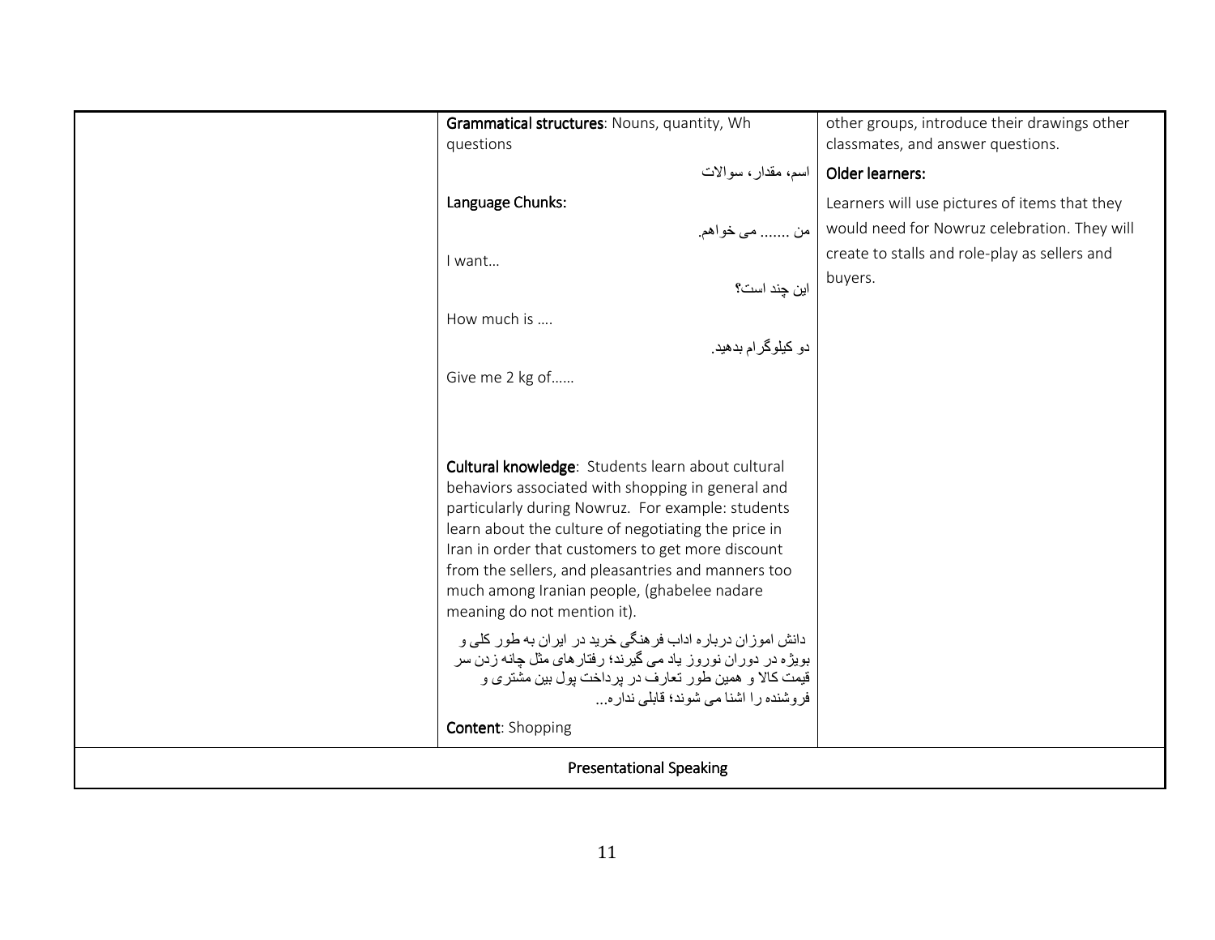| | | |
|---|---|---|
| | **Grammatical structures**: Nouns, quantity, Wh questions<br><br>اسم، مقدار، سوالات<br><br>**Language Chunks:**<br><br>من ....... می خواهم.<br><br>I want…<br><br>این چند است؟<br><br>How much is ….<br><br>دو کیلوگرام بدهید.<br><br>Give me 2 kg of……<br><br>**Cultural knowledge**: Students learn about cultural behaviors associated with shopping in general and particularly during Nowruz. For example: students learn about the culture of negotiating the price in Iran in order that customers to get more discount from the sellers, and pleasantries and manners too much among Iranian people, (ghabelee nadare meaning do not mention it).<br><br>دانش اموزان درباره اداب فرهنگی خرید در ایران به طور کلی و بویژه در دوران نوروز یاد می گیرند؛ رفتارهای مثل چانه زدن سر قیمت کالا و همین طور تعارف در پرداخت پول بین مشتری و فروشنده را اشنا می شوند؛ قابلی نداره...<br><br>**Content**: Shopping | other groups, introduce their drawings other classmates, and answer questions.<br><br>**Older learners:**<br><br>Learners will use pictures of items that they would need for Nowruz celebration. They will create to stalls and role-play as sellers and buyers. |
| Presentational Speaking | | |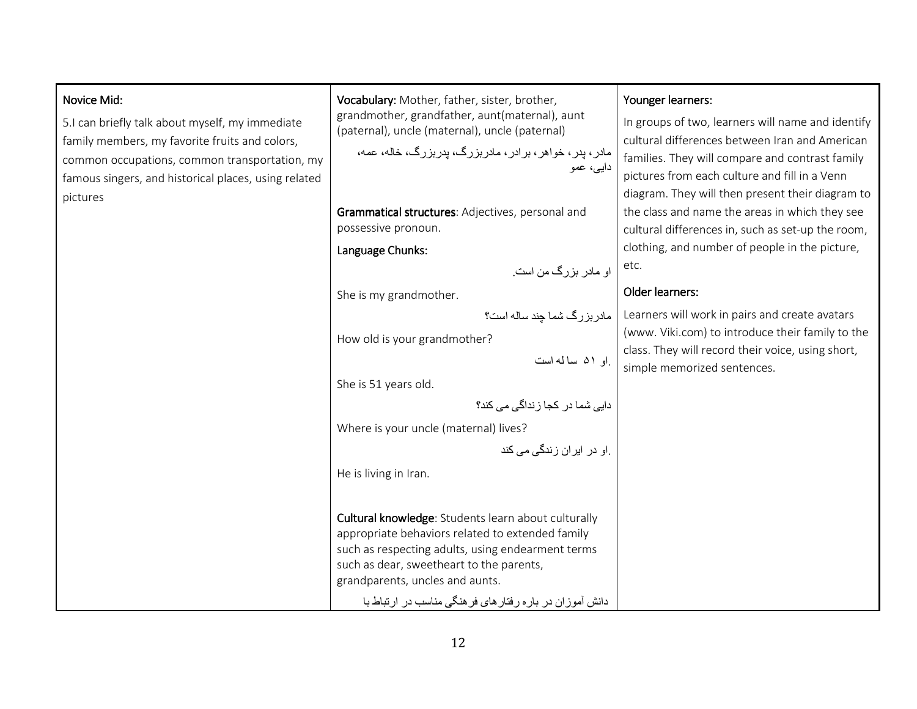| Novice Mid: 5.I can briefly talk about myself, my immediate family members, my favorite fruits and colors, common occupations, common transportation, my famous singers, and historical places, using related pictures | **Vocabulary:** Mother, father, sister, brother, grandmother, grandfather, aunt(maternal), aunt (paternal), uncle (maternal), uncle (paternal)<br><br>مادر، پدر، خواهر، برادر، مادربزرگ، پدربزرگ، خاله، عمه، دایی، عمو<br><br>**Grammatical structures**: Adjectives, personal and possessive pronoun.<br><br>**Language Chunks:**<br><br>او مادر بزرگ من است.<br><br>She is my grandmother.<br><br>مادربزرگ شما چند ساله است؟<br><br>How old is your grandmother?<br><br>او ۵۱ ساله است.<br><br>She is 51 years old.<br><br>دایی شما در کجا زنداگی می کند؟<br><br>Where is your uncle (maternal) lives?<br><br>او در ایران زندگی می کند.<br><br>He is living in Iran.<br><br>**Cultural knowledge**: Students learn about culturally appropriate behaviors related to extended family such as respecting adults, using endearment terms such as dear, sweetheart to the parents, grandparents, uncles and aunts.<br><br>دانش آموزان در باره رفتارهای فرهنگی مناسب در ارتباط با | Younger learners:<br><br>In groups of two, learners will name and identify cultural differences between Iran and American families. They will compare and contrast family pictures from each culture and fill in a Venn diagram. They will then present their diagram to the class and name the areas in which they see cultural differences in, such as set-up the room, clothing, and number of people in the picture, etc.<br><br>Older learners:<br><br>Learners will work in pairs and create avatars (www. Viki.com) to introduce their family to the class. They will record their voice, using short, simple memorized sentences. |
|---|---|---|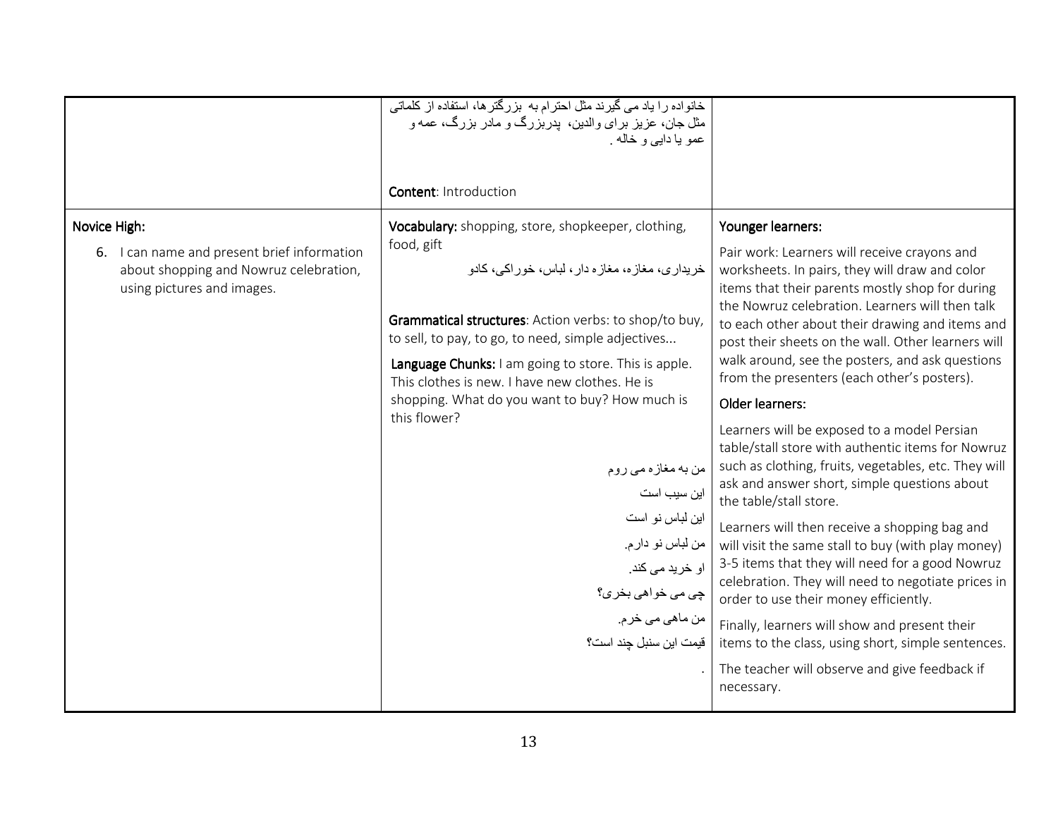| | | |
|---|---|---|
| | خانواده را یاد می گیرند مثل احترام به بزرگترها، استفاده از کلماتی مثل جان، عزیز برای والدین، پدربزرگ و مادر بزرگ، عمه و عمو یا دایی و خاله .<br><br>**Content**: Introduction | |
| **Novice High:**<br><br>6. I can name and present brief information about shopping and Nowruz celebration, using pictures and images. | **Vocabulary:** shopping, store, shopkeeper, clothing, food, gift<br><br>خریداری، مغازه، مغازه دار، لباس، خوراکی، کادو<br><br>**Grammatical structures**: Action verbs: to shop/to buy, to sell, to pay, to go, to need, simple adjectives...<br><br>**Language Chunks:** I am going to store. This is apple. This clothes is new. I have new clothes. He is shopping. What do you want to buy? How much is this flower?<br><br>من به مغازه می روم<br>این سیب است<br>این لباس نو است<br>من لباس نو دارم.<br>او خرید می کند.<br>چی می خواهی بخری؟<br>من ماهی می خرم.<br>قیمت این سنبل چند است؟<br>. | **Younger learners:**<br><br>Pair work: Learners will receive crayons and worksheets. In pairs, they will draw and color items that their parents mostly shop for during the Nowruz celebration. Learners will then talk to each other about their drawing and items and post their sheets on the wall. Other learners will walk around, see the posters, and ask questions from the presenters (each other's posters).<br><br>**Older learners:**<br><br>Learners will be exposed to a model Persian table/stall store with authentic items for Nowruz such as clothing, fruits, vegetables, etc. They will ask and answer short, simple questions about the table/stall store.<br><br>Learners will then receive a shopping bag and will visit the same stall to buy (with play money) 3-5 items that they will need for a good Nowruz celebration. They will need to negotiate prices in order to use their money efficiently.<br><br>Finally, learners will show and present their items to the class, using short, simple sentences.<br><br>The teacher will observe and give feedback if necessary. |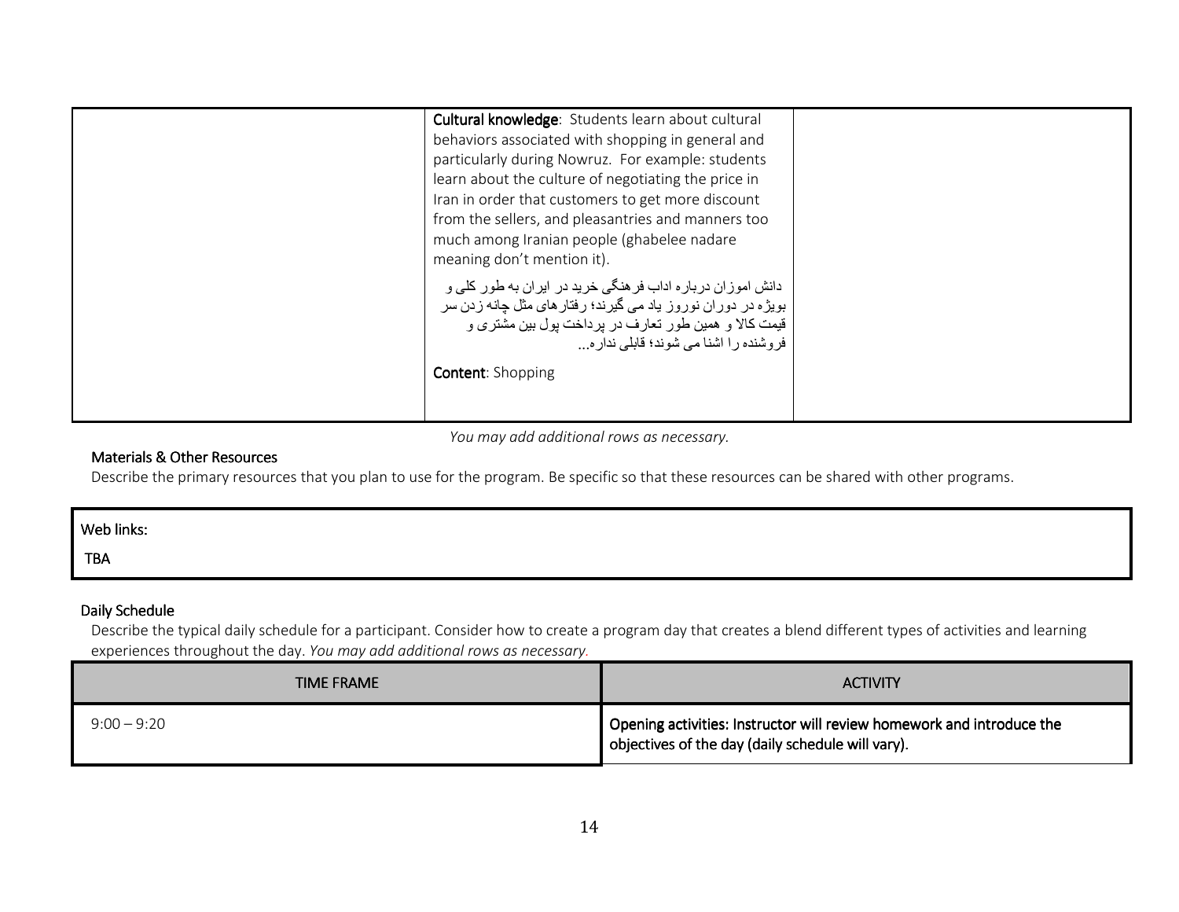| | | |
|---|---|---|
| | **Cultural knowledge**: Students learn about cultural behaviors associated with shopping in general and particularly during Nowruz. For example: students learn about the culture of negotiating the price in Iran in order that customers to get more discount from the sellers, and pleasantries and manners too much among Iranian people (ghabelee nadare meaning don't mention it).<br><br>دانش اموزان درباره اداب فرهنگی خرید در ایران به طور کلی و بویژه در دوران نوروز یاد می گیرند؛ رفتارهای مثل چانه زدن سر قیمت کالا و همین طور تعارف در پرداخت پول بین مشتری و فروشنده را اشنا می شوند؛ قابلی نداره...<br><br>**Content**: Shopping | |

*You may add additional rows as necessary.*

### Materials & Other Resources

Describe the primary resources that you plan to use for the program. Be specific so that these resources can be shared with other programs.

| Web links: |
|---|
| TBA |

### Daily Schedule

Describe the typical daily schedule for a participant. Consider how to create a program day that creates a blend different types of activities and learning experiences throughout the day. *You may add additional rows as necessary.*

| TIME FRAME | ACTIVITY |
|---|---|
| 9:00 – 9:20 | Opening activities: Instructor will review homework and introduce the objectives of the day (daily schedule will vary). |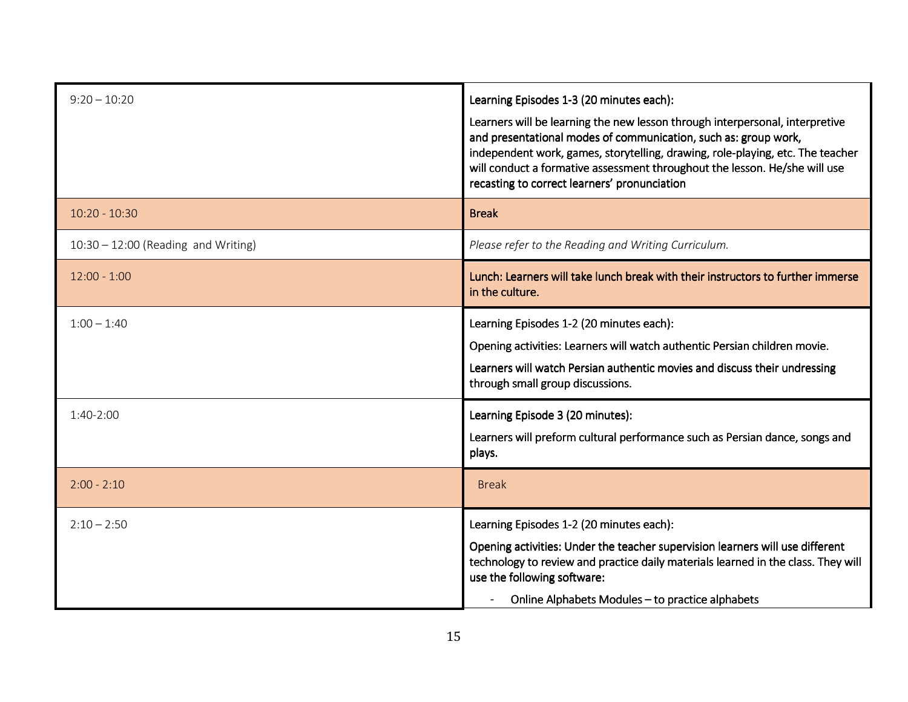| | |
|---|---|
| 9:20 – 10:20 | Learning Episodes 1-3 (20 minutes each):<br>Learners will be learning the new lesson through interpersonal, interpretive and presentational modes of communication, such as: group work, independent work, games, storytelling, drawing, role-playing, etc. The teacher will conduct a formative assessment throughout the lesson. He/she will use recasting to correct learners' pronunciation |
| 10:20 - 10:30 | Break |
| 10:30 – 12:00 (Reading and Writing) | *Please refer to the Reading and Writing Curriculum.* |
| 12:00 - 1:00 | Lunch: Learners will take lunch break with their instructors to further immerse in the culture. |
| 1:00 – 1:40 | Learning Episodes 1-2 (20 minutes each):<br>Opening activities: Learners will watch authentic Persian children movie.<br>Learners will watch Persian authentic movies and discuss their undressing through small group discussions. |
| 1:40-2:00 | Learning Episode 3 (20 minutes):<br>Learners will preform cultural performance such as Persian dance, songs and plays. |
| 2:00 - 2:10 | Break |
| 2:10 – 2:50 | Learning Episodes 1-2 (20 minutes each):<br>Opening activities: Under the teacher supervision learners will use different technology to review and practice daily materials learned in the class. They will use the following software:<br>- Online Alphabets Modules – to practice alphabets |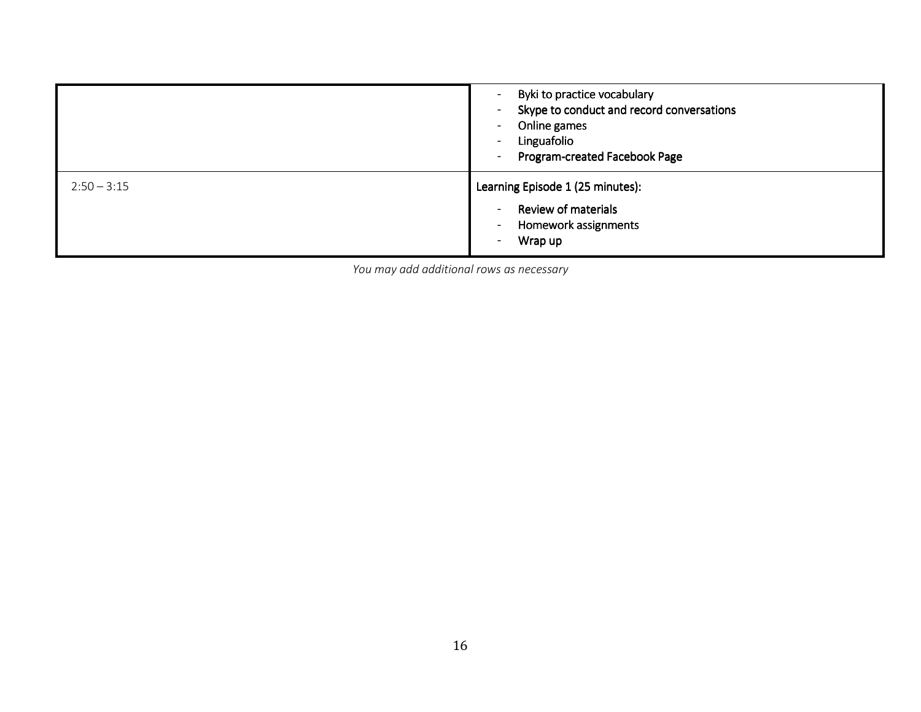| | |
|---|---|
| | - Byki to practice vocabulary<br>- **Skype to conduct and record conversations**<br>- Online games<br>- Linguafolio<br>- **Program-created Facebook Page** |
| 2:50 – 3:15 | **Learning Episode 1 (25 minutes):**<br>- **Review of materials**<br>- Homework assignments<br>- **Wrap up** |

*You may add additional rows as necessary*